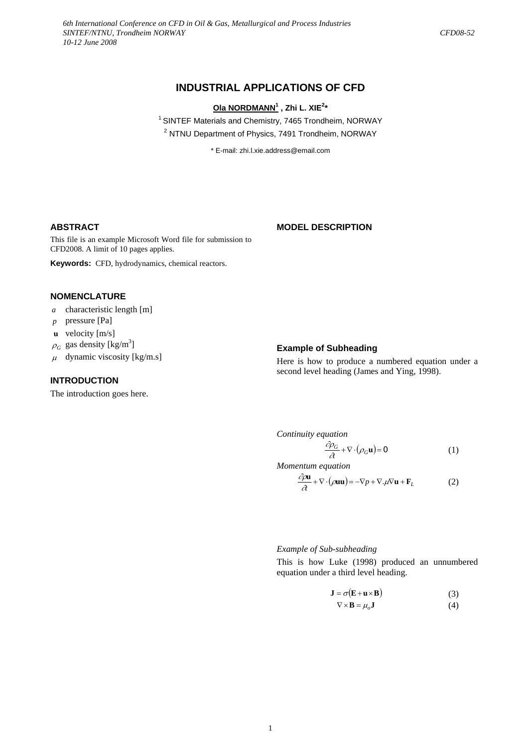# INDUSTRIAL APPLICATIONS OF CFD

**Ola NORDMANN[1], Zhi L. XIE[2]***

[1] SINTEF Materials and Chemistry, 7465 Trondheim, NORWAY

[2] NTNU Department of Physics, 7491 Trondheim, NORWAY

* E-mail: zhi.l.xie.address@email.com

## ABSTRACT

This file is an example Microsoft Word file for submission to CFD2008. A limit of 10 pages applies.

**Keywords:** CFD, hydrodynamics, chemical reactors.

## NOMENCLATURE

- $a$ characteristic length [m]
- $p$ pressure [Pa]
- $\mathbf{u}$ velocity [m/s]
- $\rho_G$ gas density [kg/m$^3$]
- $\mu$ dynamic viscosity [kg/m.s]

## INTRODUCTION

The introduction goes here.

## MODEL DESCRIPTION

### Example of Subheading

Here is how to produce a numbered equation under a second level heading (James and Ying, 1998).

*Continuity equation*

$$\frac{\partial \rho_G}{\partial t} + \nabla \cdot (\rho_G \mathbf{u}) = 0 \tag{1}$$

*Momentum equation*

$$\frac{\partial \rho \mathbf{u}}{\partial t} + \nabla \cdot (\rho \mathbf{u}\mathbf{u}) = -\nabla p + \nabla . \mu \nabla \mathbf{u} + \mathbf{F}_L \tag{2}$$

*Example of Sub-subheading*

This is how Luke (1998) produced an unnumbered equation under a third level heading.

$$\mathbf{J} = \sigma(\mathbf{E} + \mathbf{u} \times \mathbf{B}) \tag{3}$$

$$\nabla \times \mathbf{B} = \mu_o \mathbf{J} \tag{4}$$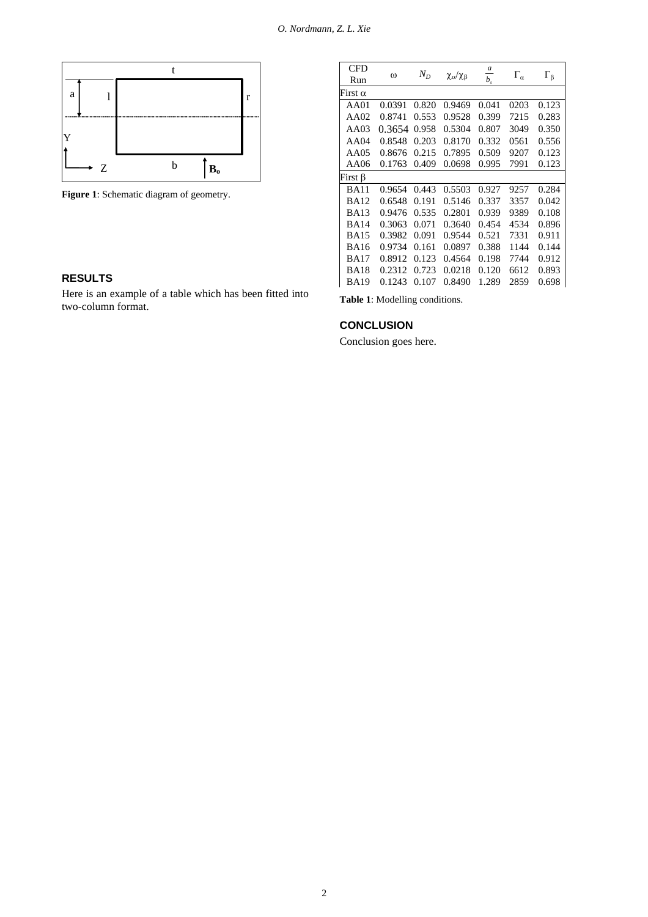Figure 1: Schematic diagram of geometry.

## RESULTS

Here is an example of a table which has been fitted into two-column format.

| CFD Run | $\omega$ | $N_D$ | $\chi_\alpha/\chi_\beta$ | $\frac{a}{b_s}$ | $\Gamma_\alpha$ | $\Gamma_\beta$ |
|---|---|---|---|---|---|---|
| First $\alpha$ | | | | | | |
| AA01 | 0.0391 | 0.820 | 0.9469 | 0.041 | 0203 | 0.123 |
| AA02 | 0.8741 | 0.553 | 0.9528 | 0.399 | 7215 | 0.283 |
| AA03 | 0.3654 | 0.958 | 0.5304 | 0.807 | 3049 | 0.350 |
| AA04 | 0.8548 | 0.203 | 0.8170 | 0.332 | 0561 | 0.556 |
| AA05 | 0.8676 | 0.215 | 0.7895 | 0.509 | 9207 | 0.123 |
| AA06 | 0.1763 | 0.409 | 0.0698 | 0.995 | 7991 | 0.123 |
| First $\beta$ | | | | | | |
| BA11 | 0.9654 | 0.443 | 0.5503 | 0.927 | 9257 | 0.284 |
| BA12 | 0.6548 | 0.191 | 0.5146 | 0.337 | 3357 | 0.042 |
| BA13 | 0.9476 | 0.535 | 0.2801 | 0.939 | 9389 | 0.108 |
| BA14 | 0.3063 | 0.071 | 0.3640 | 0.454 | 4534 | 0.896 |
| BA15 | 0.3982 | 0.091 | 0.9544 | 0.521 | 7331 | 0.911 |
| BA16 | 0.9734 | 0.161 | 0.0897 | 0.388 | 1144 | 0.144 |
| BA17 | 0.8912 | 0.123 | 0.4564 | 0.198 | 7744 | 0.912 |
| BA18 | 0.2312 | 0.723 | 0.0218 | 0.120 | 6612 | 0.893 |
| BA19 | 0.1243 | 0.107 | 0.8490 | 1.289 | 2859 | 0.698 |

**Table 1**: Modelling conditions.

## CONCLUSION

Conclusion goes here.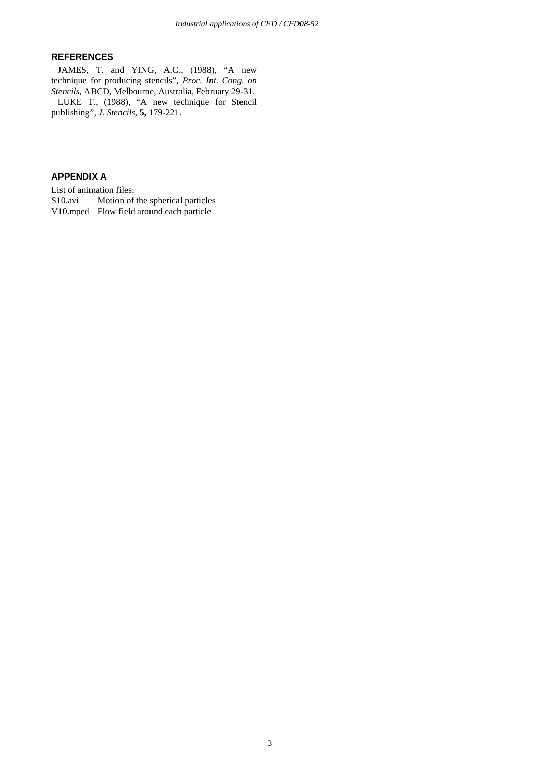## REFERENCES

JAMES, T. and YING, A.C., (1988), "A new technique for producing stencils", *Proc. Int. Cong. on Stencils*, ABCD, Melbourne, Australia, February 29-31.

LUKE T., (1988), "A new technique for Stencil publishing", *J. Stencils*, **5,** 179-221.

## APPENDIX A

List of animation files:

| | |
|---|---|
| S10.avi | Motion of the spherical particles |
| V10.mped | Flow field around each particle |